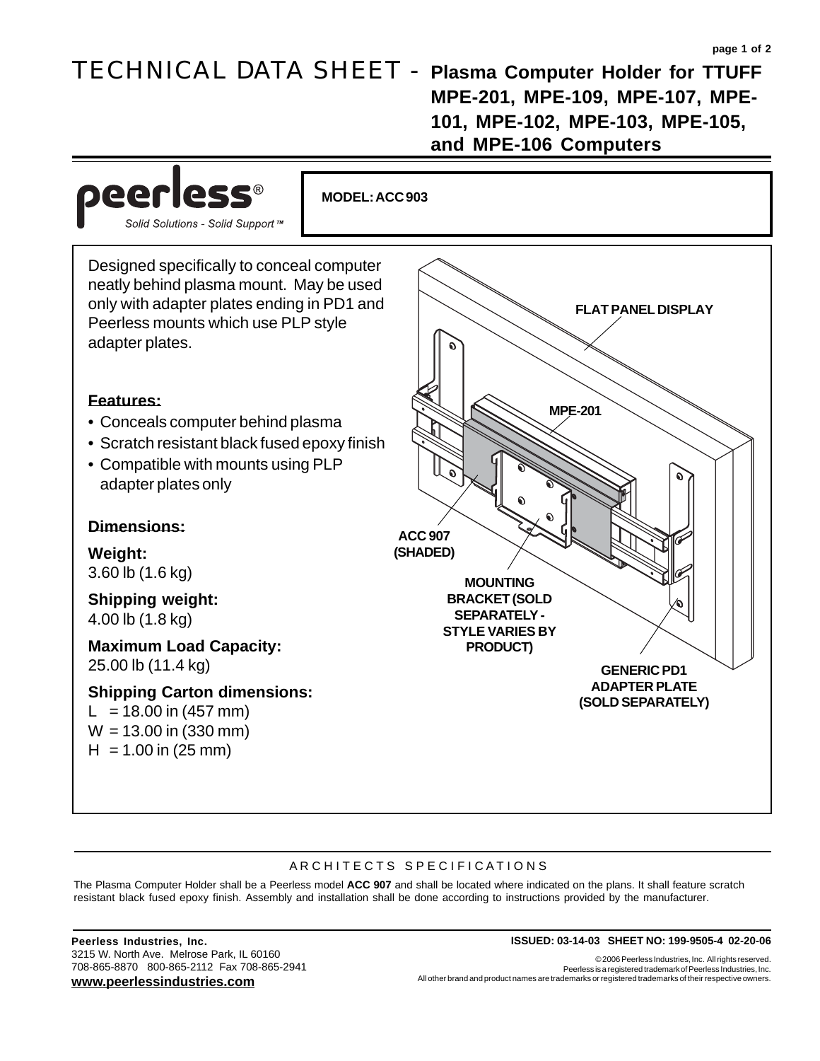# TECHNICAL DATA SHEET - Plasma Computer Holder for TTUFF MPE-201, MPE-109, MPE-107, MPE-101, MPE-102, MPE-103, MPE-105, and MPE-106 Computers

peerless®
*Solid Solutions - Solid Support™*

**MODEL: ACC 903**

Designed specifically to conceal computer neatly behind plasma mount. May be used only with adapter plates ending in PD1 and Peerless mounts which use PLP style adapter plates.

## Features:

- Conceals computer behind plasma
- Scratch resistant black fused epoxy finish
- Compatible with mounts using PLP adapter plates only

## Dimensions:

**Weight:**
3.60 lb (1.6 kg)

**Shipping weight:**
4.00 lb (1.8 kg)

**Maximum Load Capacity:**
25.00 lb (11.4 kg)

**Shipping Carton dimensions:**
L = 18.00 in (457 mm)
W = 13.00 in (330 mm)
H = 1.00 in (25 mm)

FLAT PANEL DISPLAY

MPE-201

ACC 907 (SHADED)

MOUNTING BRACKET (SOLD SEPARATELY - STYLE VARIES BY PRODUCT)

GENERIC PD1 ADAPTER PLATE (SOLD SEPARATELY)

## ARCHITECTS SPECIFICATIONS

The Plasma Computer Holder shall be a Peerless model **ACC 907** and shall be located where indicated on the plans. It shall feature scratch resistant black fused epoxy finish. Assembly and installation shall be done according to instructions provided by the manufacturer.

**Peerless Industries, Inc.**
3215 W. North Ave. Melrose Park, IL 60160
708-865-8870 800-865-2112 Fax 708-865-2941
**www.peerlessindustries.com**

**ISSUED: 03-14-03 SHEET NO: 199-9505-4 02-20-06**

© 2006 Peerless Industries, Inc. All rights reserved.
Peerless is a registered trademark of Peerless Industries, Inc.
All other brand and product names are trademarks or registered trademarks of their respective owners.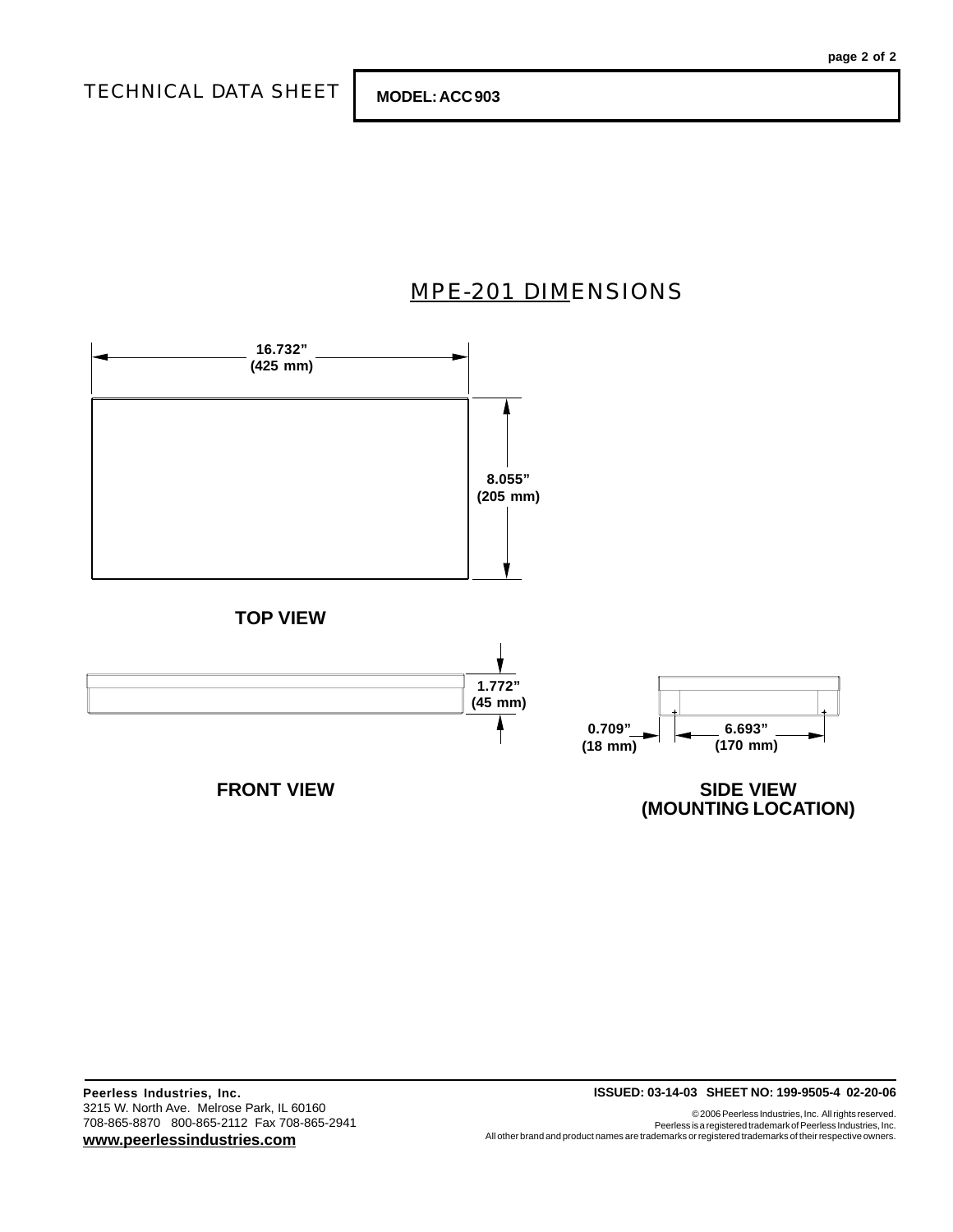TECHNICAL DATA SHEET

**MODEL: ACC 903**

## MPE-201 DIMENSIONS

16.732"
(425 mm)

8.055"
(205 mm)

**TOP VIEW**

1.772"
(45 mm)

**FRONT VIEW**

0.709"
(18 mm)

6.693"
(170 mm)

**SIDE VIEW**
**(MOUNTING LOCATION)**

**Peerless Industries, Inc.**
3215 W. North Ave. Melrose Park, IL 60160
708-865-8870 800-865-2112 Fax 708-865-2941
**www.peerlessindustries.com**

**ISSUED: 03-14-03 SHEET NO: 199-9505-4 02-20-06**

© 2006 Peerless Industries, Inc. All rights reserved.
Peerless is a registered trademark of Peerless Industries, Inc.
All other brand and product names are trademarks or registered trademarks of their respective owners.